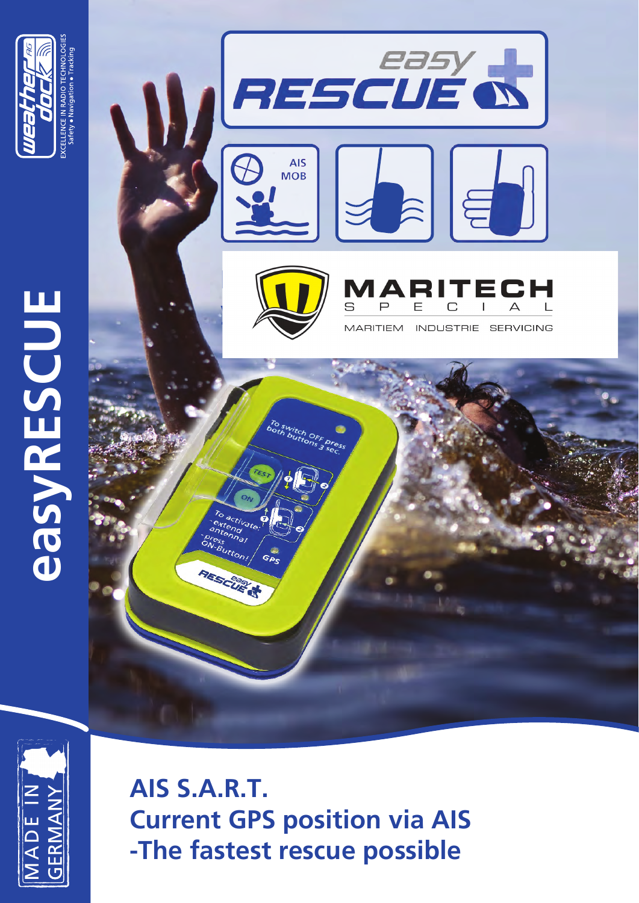easyRESCUE

weatherdock AG
EXCELLENCE IN RADIO TECHNOLOGIES
Safety • Navigation • Tracking

easy RESCUE

AIS MOB

MARITECH SPECIAL
MARITIEM INDUSTRIE SERVICING

MADE IN GERMANY

## AIS S.A.R.T.
## Current GPS position via AIS
## -The fastest rescue possible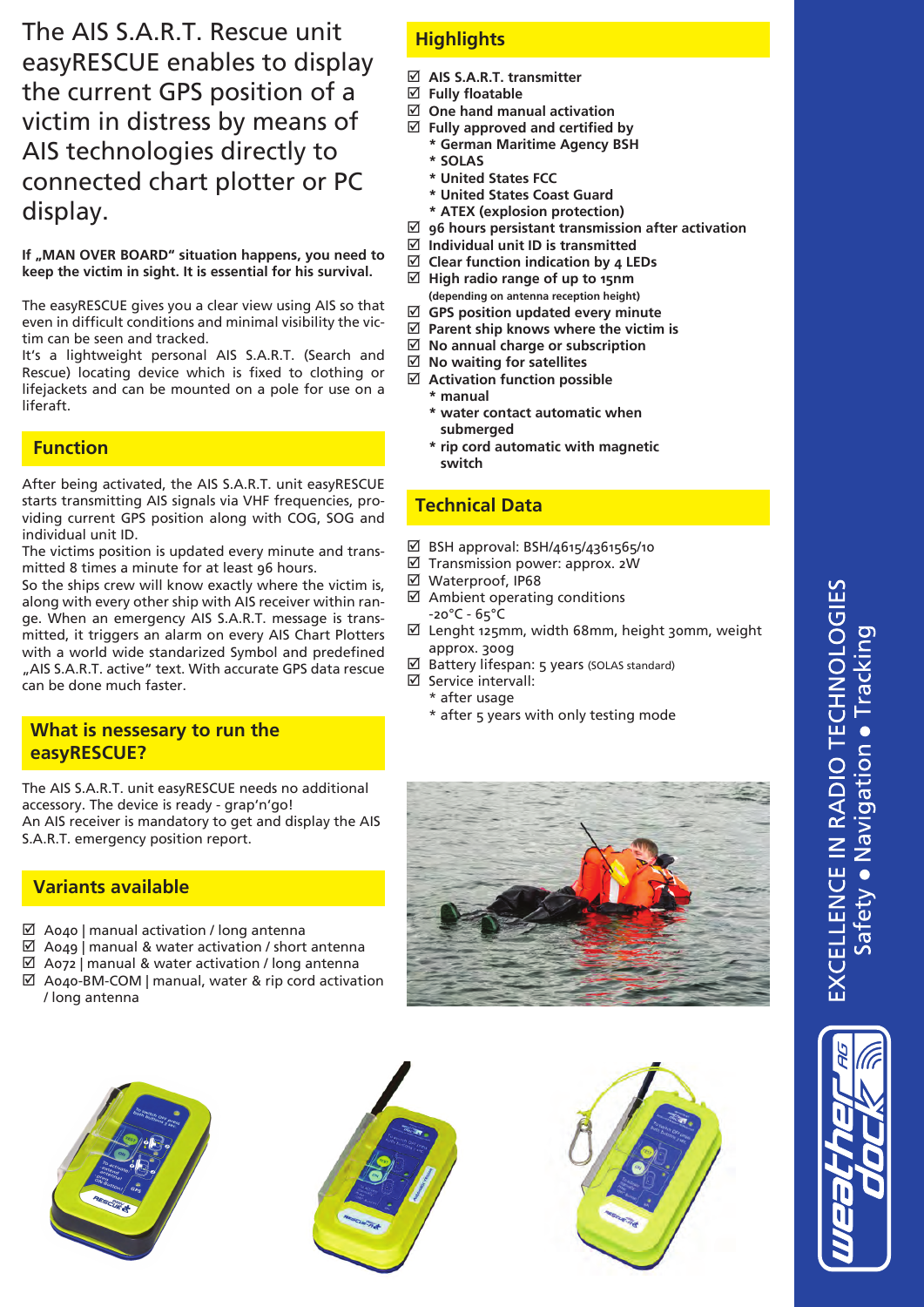# The AIS S.A.R.T. Rescue unit easyRESCUE enables to display the current GPS position of a victim in distress by means of AIS technologies directly to connected chart plotter or PC display.

**If „MAN OVER BOARD" situation happens, you need to keep the victim in sight. It is essential for his survival.**

The easyRESCUE gives you a clear view using AIS so that even in difficult conditions and minimal visibility the victim can be seen and tracked.
It's a lightweight personal AIS S.A.R.T. (Search and Rescue) locating device which is fixed to clothing or lifejackets and can be mounted on a pole for use on a liferaft.

## Function

After being activated, the AIS S.A.R.T. unit easyRESCUE starts transmitting AIS signals via VHF frequencies, providing current GPS position along with COG, SOG and individual unit ID.
The victims position is updated every minute and transmitted 8 times a minute for at least 96 hours.
So the ships crew will know exactly where the victim is, along with every other ship with AIS receiver within range. When an emergency AIS S.A.R.T. message is transmitted, it triggers an alarm on every AIS Chart Plotters with a world wide standarized Symbol and predefined „AIS S.A.R.T. active" text. With accurate GPS data rescue can be done much faster.

## What is nessesary to run the easyRESCUE?

The AIS S.A.R.T. unit easyRESCUE needs no additional accessory. The device is ready - grap'n'go!
An AIS receiver is mandatory to get and display the AIS S.A.R.T. emergency position report.

## Variants available

☑ A040 | manual activation / long antenna
☑ A049 | manual & water activation / short antenna
☑ A072 | manual & water activation / long antenna
☑ A040-BM-COM | manual, water & rip cord activation / long antenna

## Highlights

☑ **AIS S.A.R.T. transmitter**
☑ **Fully floatable**
☑ **One hand manual activation**
☑ **Fully approved and certified by**
 **\* German Maritime Agency BSH**
 **\* SOLAS**
 **\* United States FCC**
 **\* United States Coast Guard**
 **\* ATEX (explosion protection)**
☑ **96 hours persistant transmission after activation**
☑ **Individual unit ID is transmitted**
☑ **Clear function indication by 4 LEDs**
☑ **High radio range of up to 15nm**
 **(depending on antenna reception height)**
☑ **GPS position updated every minute**
☑ **Parent ship knows where the victim is**
☑ **No annual charge or subscription**
☑ **No waiting for satellites**
☑ **Activation function possible**
 **\* manual**
 **\* water contact automatic when submerged**
 **\* rip cord automatic with magnetic switch**

## Technical Data

☑ BSH approval: BSH/4615/4361565/10
☑ Transmission power: approx. 2W
☑ Waterproof, IP68
☑ Ambient operating conditions
 -20°C - 65°C
☑ Lenght 125mm, width 68mm, height 30mm, weight approx. 300g
☑ Battery lifespan: 5 years (SOLAS standard)
☑ Service intervall:
 \* after usage
 \* after 5 years with only testing mode

EXCELLENCE IN RADIO TECHNOLOGIES
Safety ● Navigation ● Tracking

weatherdock AG